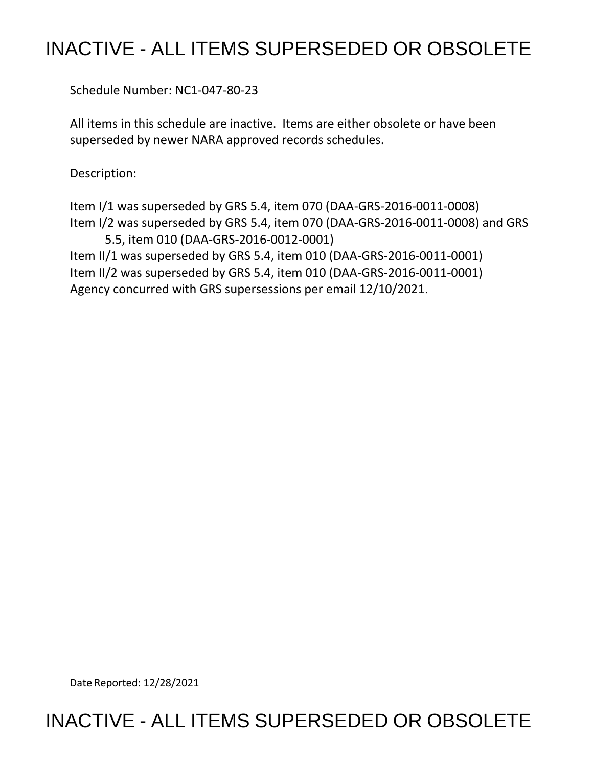# INACTIVE - ALL ITEMS SUPERSEDED OR OBSOLETE

Schedule Number: NC1-047-80-23

All items in this schedule are inactive. Items are either obsolete or have been superseded by newer NARA approved records schedules.

Description:

Item I/1 was superseded by GRS 5.4, item 070 (DAA-GRS-2016-0011-0008)
Item I/2 was superseded by GRS 5.4, item 070 (DAA-GRS-2016-0011-0008) and GRS 5.5, item 010 (DAA-GRS-2016-0012-0001)
Item II/1 was superseded by GRS 5.4, item 010 (DAA-GRS-2016-0011-0001)
Item II/2 was superseded by GRS 5.4, item 010 (DAA-GRS-2016-0011-0001)
Agency concurred with GRS supersessions per email 12/10/2021.

Date Reported: 12/28/2021

# INACTIVE - ALL ITEMS SUPERSEDED OR OBSOLETE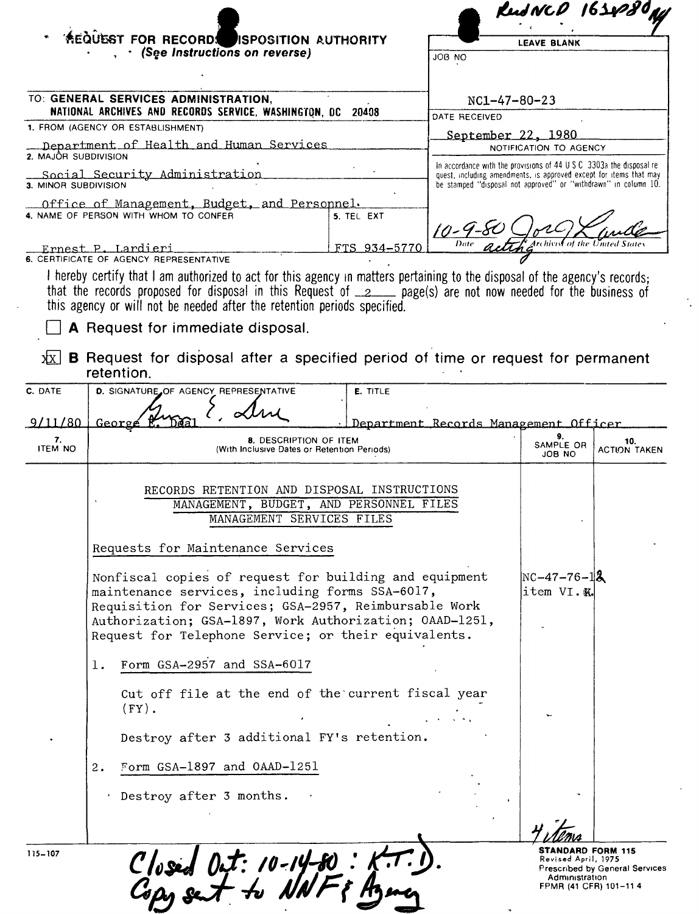Rud NCD 16 Oct 80

# REQUEST FOR RECORDS DISPOSITION AUTHORITY

*(See Instructions on reverse)*

| LEAVE BLANK |
| --- |
| JOB NO |
| NC1-47-80-23 |
| DATE RECEIVED |
| September 22, 1980 |
| NOTIFICATION TO AGENCY |
| In accordance with the provisions of 44 U S C 3303a the disposal request, including amendments, is approved except for items that may be stamped "disposal not approved" or "withdrawn" in column 10. |
| 10-9-80 [signature] acting Archivist of the United States |

TO: **GENERAL SERVICES ADMINISTRATION, NATIONAL ARCHIVES AND RECORDS SERVICE, WASHINGTON, DC 20408**

1. FROM (AGENCY OR ESTABLISHMENT): Department of Health and Human Services
2. MAJOR SUBDIVISION: Social Security Administration
3. MINOR SUBDIVISION: Office of Management, Budget, and Personnel.
4. NAME OF PERSON WITH WHOM TO CONFER: Ernest P. Lardieri
5. TEL EXT: FTS 934-5770

6. CERTIFICATE OF AGENCY REPRESENTATIVE

I hereby certify that I am authorized to act for this agency in matters pertaining to the disposal of the agency's records; that the records proposed for disposal in this Request of 2 page(s) are not now needed for the business of this agency or will not be needed after the retention periods specified.

☐ **A** Request for immediate disposal.

☒ **B** Request for disposal after a specified period of time or request for permanent retention.

| C. DATE | D. SIGNATURE OF AGENCY REPRESENTATIVE | E. TITLE |
| --- | --- | --- |
| 9/11/80 | George E. Deal | Department Records Management Officer |

| 7. ITEM NO | 8. DESCRIPTION OF ITEM (With Inclusive Dates or Retention Periods) | 9. SAMPLE OR JOB NO | 10. ACTION TAKEN |
| --- | --- | --- | --- |
| | RECORDS RETENTION AND DISPOSAL INSTRUCTIONS<br>MANAGEMENT, BUDGET, AND PERSONNEL FILES<br>MANAGEMENT SERVICES FILES | | |
| | Requests for Maintenance Services | | |
| | Nonfiscal copies of request for building and equipment maintenance services, including forms SSA-6017, Requisition for Services; GSA-2957, Reimbursable Work Authorization; GSA-1897, Work Authorization; OAAD-1251, Request for Telephone Service; or their equivalents. | NC-47-76-12 item VI.K. | |
| | 1. Form GSA-2957 and SSA-6017<br><br>Cut off file at the end of the current fiscal year (FY).<br><br>Destroy after 3 additional FY's retention. | | |
| | 2. Form GSA-1897 and OAAD-1251<br><br>Destroy after 3 months. | | |
| | | 4 items | |

115-107

Closed Out: 10-14-80 : K.T.D.
Copy sent to NNF & Agency

**STANDARD FORM 115**
Revised April, 1975
Prescribed by General Services Administration
FPMR (41 CFR) 101-11 4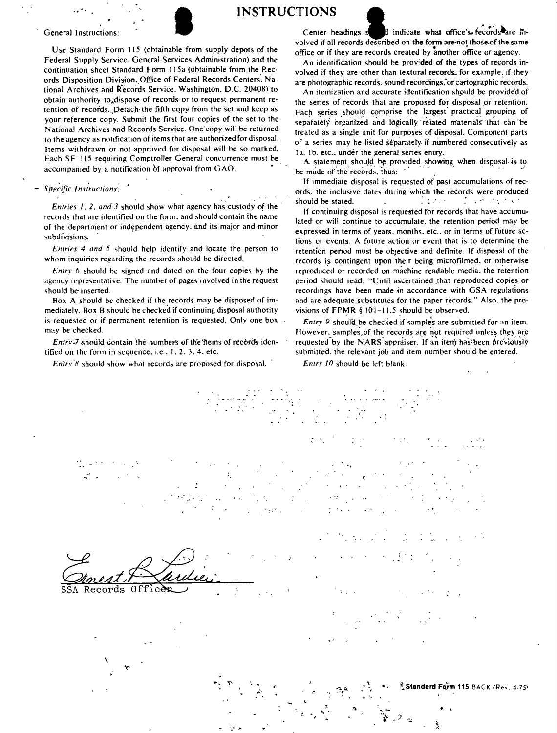# INSTRUCTIONS

General Instructions:

Use Standard Form 115 (obtainable from supply depots of the Federal Supply Service, General Services Administration) and the continuation sheet Standard Form 115a (obtainable from the Records Disposition Division, Office of Federal Records Centers, National Archives and Records Service, Washington, D.C. 20408) to obtain authority to dispose of records or to request permanent retention of records. Detach the fifth copy from the set and keep as your reference copy. Submit the first four copies of the set to the National Archives and Records Service. One copy will be returned to the agency as notification of items that are authorized for disposal. Items withdrawn or not approved for disposal will be so marked. Each SF 115 requiring Comptroller General concurrence must be accompanied by a notification of approval from GAO.

*Specific Instructions:*

*Entries 1, 2, and 3* should show what agency has custody of the records that are identified on the form, and should contain the name of the department or independent agency, and its major and minor subdivisions.

*Entries 4 and 5* should help identify and locate the person to whom inquiries regarding the records should be directed.

*Entry 6* should be signed and dated on the four copies by the agency representative. The number of pages involved in the request should be inserted.

Box A should be checked if the records may be disposed of immediately. Box B should be checked if continuing disposal authority is requested or if permanent retention is requested. Only one box may be checked.

*Entry 7* should contain the numbers of the items of records identified on the form in sequence, i.e., 1, 2, 3, 4, etc.

*Entry 8* should show what records are proposed for disposal.

Center headings should indicate what office's records are involved if all records described on the form are not those of the same office or if they are records created by another office or agency.

An identification should be provided of the types of records involved if they are other than textural records, for example, if they are photographic records, sound recordings, or cartographic records.

An itemization and accurate identification should be provided of the series of records that are proposed for disposal or retention. Each series should comprise the largest practical grouping of separately organized and logically related materials that can be treated as a single unit for purposes of disposal. Component parts of a series may be listed separately if numbered consecutively as 1a, 1b, etc., under the general series entry.

A statement should be provided showing when disposal is to be made of the records, thus:

If immediate disposal is requested of past accumulations of records, the inclusive dates during which the records were produced should be stated.

If continuing disposal is requested for records that have accumulated or will continue to accumulate, the retention period may be expressed in terms of years, months, etc., or in terms of future actions or events. A future action or event that is to determine the retention period must be objective and definite. If disposal of the records is contingent upon their being microfilmed, or otherwise reproduced or recorded on machine readable media, the retention period should read: "Until ascertained that reproduced copies or recordings have been made in accordance with GSA regulations and are adequate substitutes for the paper records." Also, the provisions of FPMR § 101-11.5 should be observed.

*Entry 9* should be checked if samples are submitted for an item. However, samples of the records are not required unless they are requested by the NARS appraiser. If an item has been previously submitted, the relevant job and item number should be entered.

*Entry 10* should be left blank.

Ernest R. Cardieri

SSA Records Officer

**Standard Form 115** BACK (Rev. 4-75)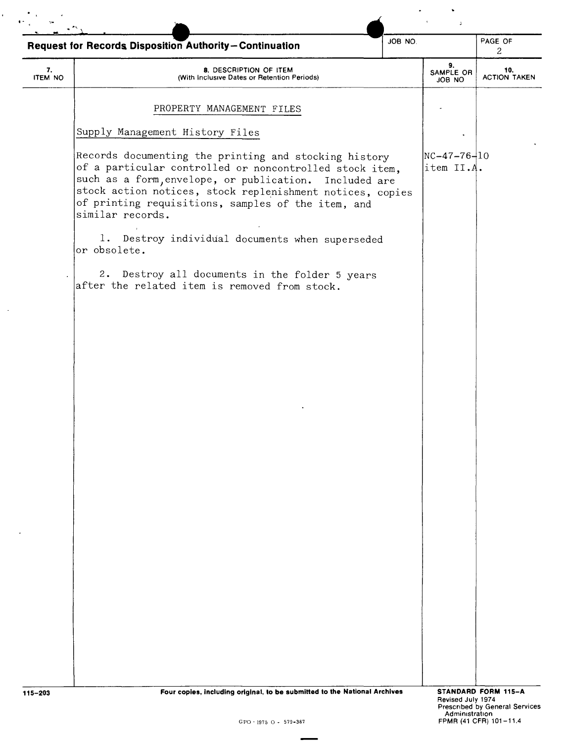**Request for Records Disposition Authority—Continuation**

JOB NO.

PAGE OF 2

| 7. ITEM NO | 8. DESCRIPTION OF ITEM (With Inclusive Dates or Retention Periods) | 9. SAMPLE OR JOB NO | 10. ACTION TAKEN |
|---|---|---|---|
| | PROPERTY MANAGEMENT FILES | | |
| | Supply Management History Files | | |
| | Records documenting the printing and stocking history of a particular controlled or noncontrolled stock item, such as a form, envelope, or publication. Included are stock action notices, stock replenishment notices, copies of printing requisitions, samples of the item, and similar records. | NC-47-76-10 item II.A. | |
| | 1. Destroy individual documents when superseded or obsolete. | | |
| | 2. Destroy all documents in the folder 5 years after the related item is removed from stock. | | |

115-203

Four copies, including original, to be submitted to the National Archives

STANDARD FORM 115-A
Revised July 1974
Prescribed by General Services Administration
FPMR (41 CFR) 101-11.4

GPO : 1975 O - 579-387